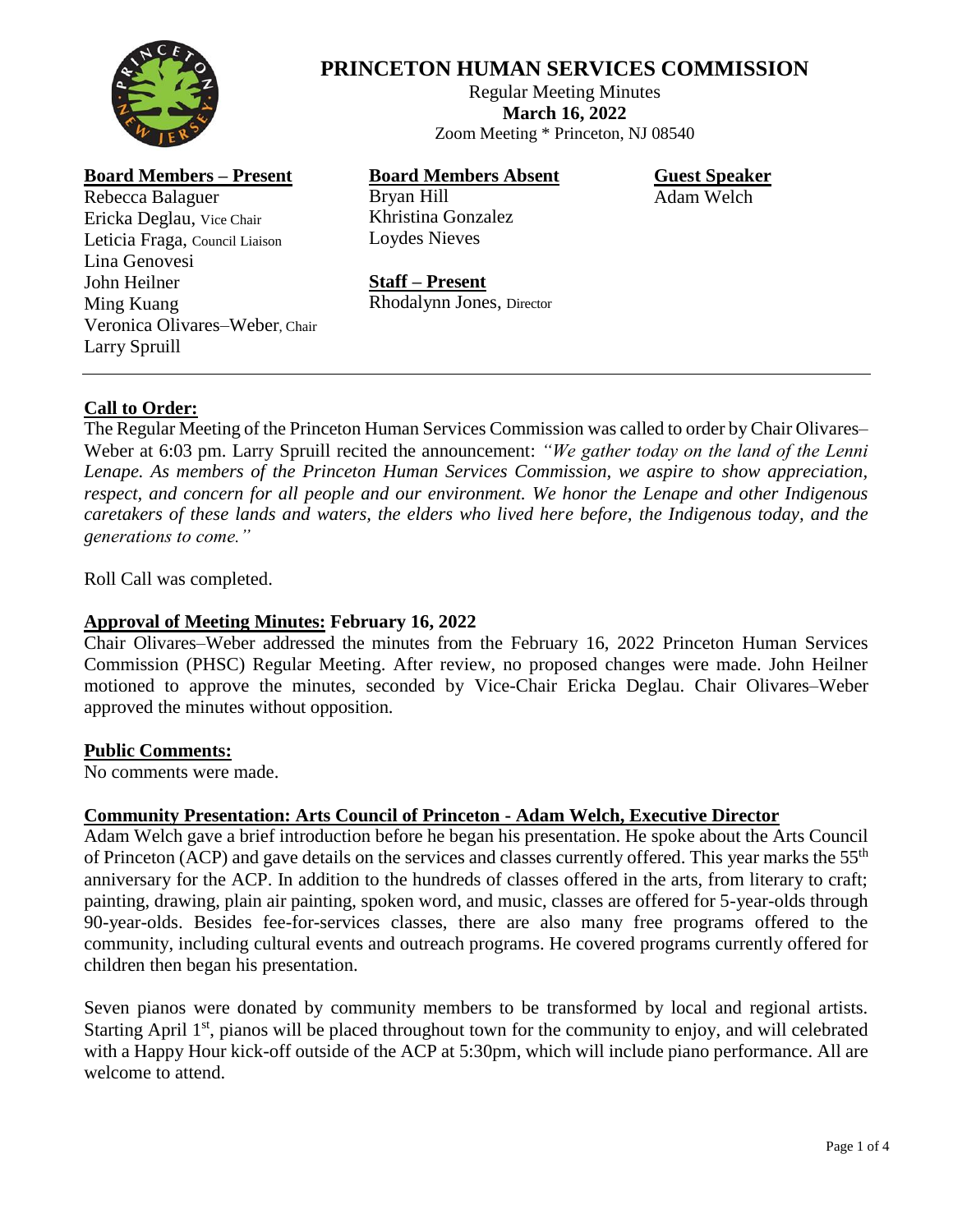# PRINCETON HUMAN SERVICES COMMISSION

Regular Meeting Minutes
**March 16, 2022**
Zoom Meeting * Princeton, NJ 08540

**Board Members – Present**
Rebecca Balaguer
Ericka Deglau, Vice Chair
Leticia Fraga, Council Liaison
Lina Genovesi
John Heilner
Ming Kuang
Veronica Olivares–Weber, Chair
Larry Spruill

**Board Members Absent**
Bryan Hill
Khristina Gonzalez
Loydes Nieves

**Staff – Present**
Rhodalynn Jones, Director

**Guest Speaker**
Adam Welch

---

**Call to Order:**
The Regular Meeting of the Princeton Human Services Commission was called to order by Chair Olivares–Weber at 6:03 pm. Larry Spruill recited the announcement: *"We gather today on the land of the Lenni Lenape. As members of the Princeton Human Services Commission, we aspire to show appreciation, respect, and concern for all people and our environment. We honor the Lenape and other Indigenous caretakers of these lands and waters, the elders who lived here before, the Indigenous today, and the generations to come."*

Roll Call was completed.

**Approval of Meeting Minutes: February 16, 2022**
Chair Olivares–Weber addressed the minutes from the February 16, 2022 Princeton Human Services Commission (PHSC) Regular Meeting. After review, no proposed changes were made. John Heilner motioned to approve the minutes, seconded by Vice-Chair Ericka Deglau. Chair Olivares–Weber approved the minutes without opposition.

**Public Comments:**
No comments were made.

**Community Presentation: Arts Council of Princeton - Adam Welch, Executive Director**
Adam Welch gave a brief introduction before he began his presentation. He spoke about the Arts Council of Princeton (ACP) and gave details on the services and classes currently offered. This year marks the 55th anniversary for the ACP. In addition to the hundreds of classes offered in the arts, from literary to craft; painting, drawing, plain air painting, spoken word, and music, classes are offered for 5-year-olds through 90-year-olds. Besides fee-for-services classes, there are also many free programs offered to the community, including cultural events and outreach programs. He covered programs currently offered for children then began his presentation.

Seven pianos were donated by community members to be transformed by local and regional artists. Starting April 1st, pianos will be placed throughout town for the community to enjoy, and will celebrated with a Happy Hour kick-off outside of the ACP at 5:30pm, which will include piano performance. All are welcome to attend.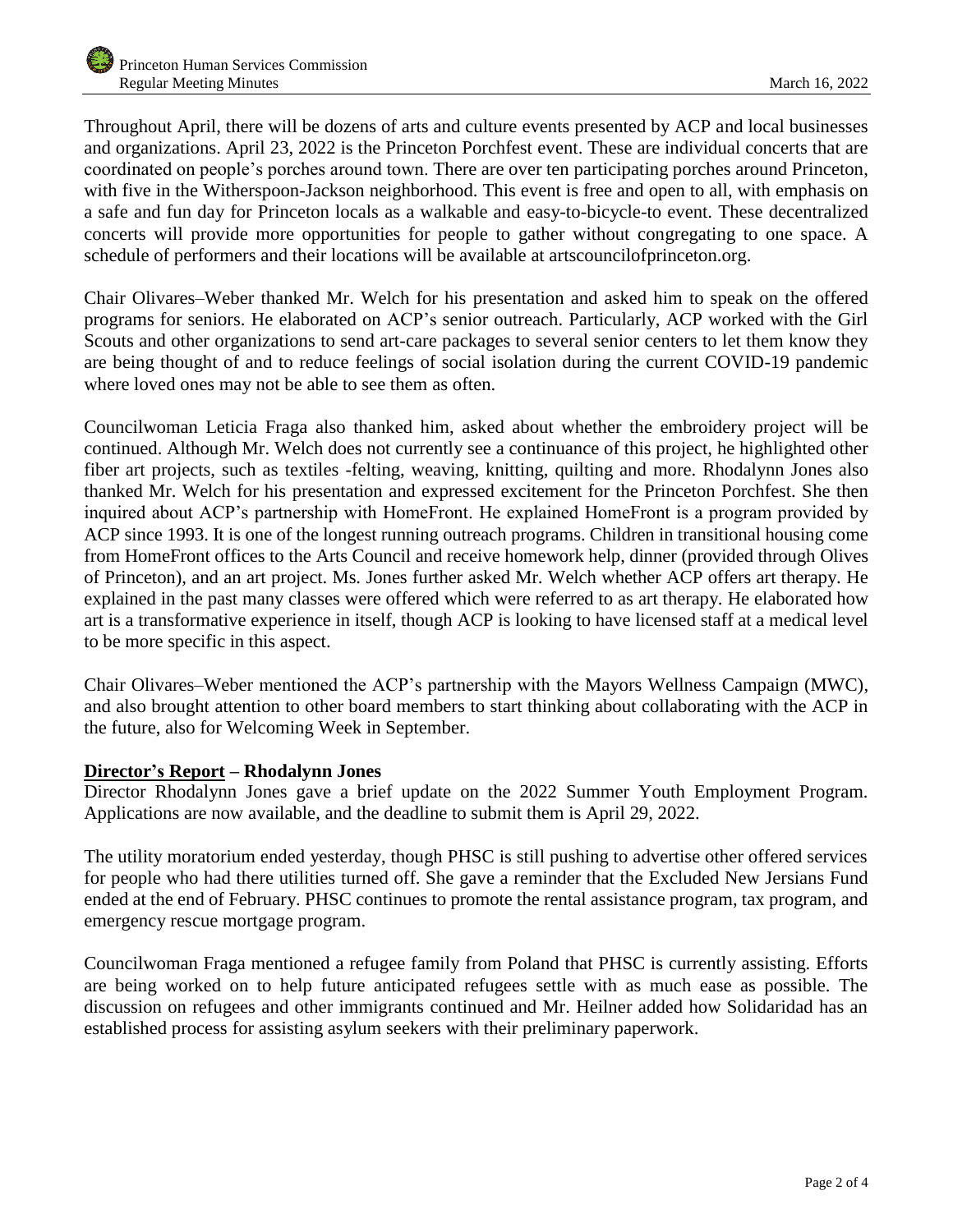Throughout April, there will be dozens of arts and culture events presented by ACP and local businesses and organizations. April 23, 2022 is the Princeton Porchfest event. These are individual concerts that are coordinated on people's porches around town. There are over ten participating porches around Princeton, with five in the Witherspoon-Jackson neighborhood. This event is free and open to all, with emphasis on a safe and fun day for Princeton locals as a walkable and easy-to-bicycle-to event. These decentralized concerts will provide more opportunities for people to gather without congregating to one space. A schedule of performers and their locations will be available at artscouncilofprinceton.org.

Chair Olivares–Weber thanked Mr. Welch for his presentation and asked him to speak on the offered programs for seniors. He elaborated on ACP's senior outreach. Particularly, ACP worked with the Girl Scouts and other organizations to send art-care packages to several senior centers to let them know they are being thought of and to reduce feelings of social isolation during the current COVID-19 pandemic where loved ones may not be able to see them as often.

Councilwoman Leticia Fraga also thanked him, asked about whether the embroidery project will be continued. Although Mr. Welch does not currently see a continuance of this project, he highlighted other fiber art projects, such as textiles -felting, weaving, knitting, quilting and more. Rhodalynn Jones also thanked Mr. Welch for his presentation and expressed excitement for the Princeton Porchfest. She then inquired about ACP's partnership with HomeFront. He explained HomeFront is a program provided by ACP since 1993. It is one of the longest running outreach programs. Children in transitional housing come from HomeFront offices to the Arts Council and receive homework help, dinner (provided through Olives of Princeton), and an art project. Ms. Jones further asked Mr. Welch whether ACP offers art therapy. He explained in the past many classes were offered which were referred to as art therapy. He elaborated how art is a transformative experience in itself, though ACP is looking to have licensed staff at a medical level to be more specific in this aspect.

Chair Olivares–Weber mentioned the ACP's partnership with the Mayors Wellness Campaign (MWC), and also brought attention to other board members to start thinking about collaborating with the ACP in the future, also for Welcoming Week in September.

**Director's Report – Rhodalynn Jones**

Director Rhodalynn Jones gave a brief update on the 2022 Summer Youth Employment Program. Applications are now available, and the deadline to submit them is April 29, 2022.

The utility moratorium ended yesterday, though PHSC is still pushing to advertise other offered services for people who had there utilities turned off. She gave a reminder that the Excluded New Jersians Fund ended at the end of February. PHSC continues to promote the rental assistance program, tax program, and emergency rescue mortgage program.

Councilwoman Fraga mentioned a refugee family from Poland that PHSC is currently assisting. Efforts are being worked on to help future anticipated refugees settle with as much ease as possible. The discussion on refugees and other immigrants continued and Mr. Heilner added how Solidaridad has an established process for assisting asylum seekers with their preliminary paperwork.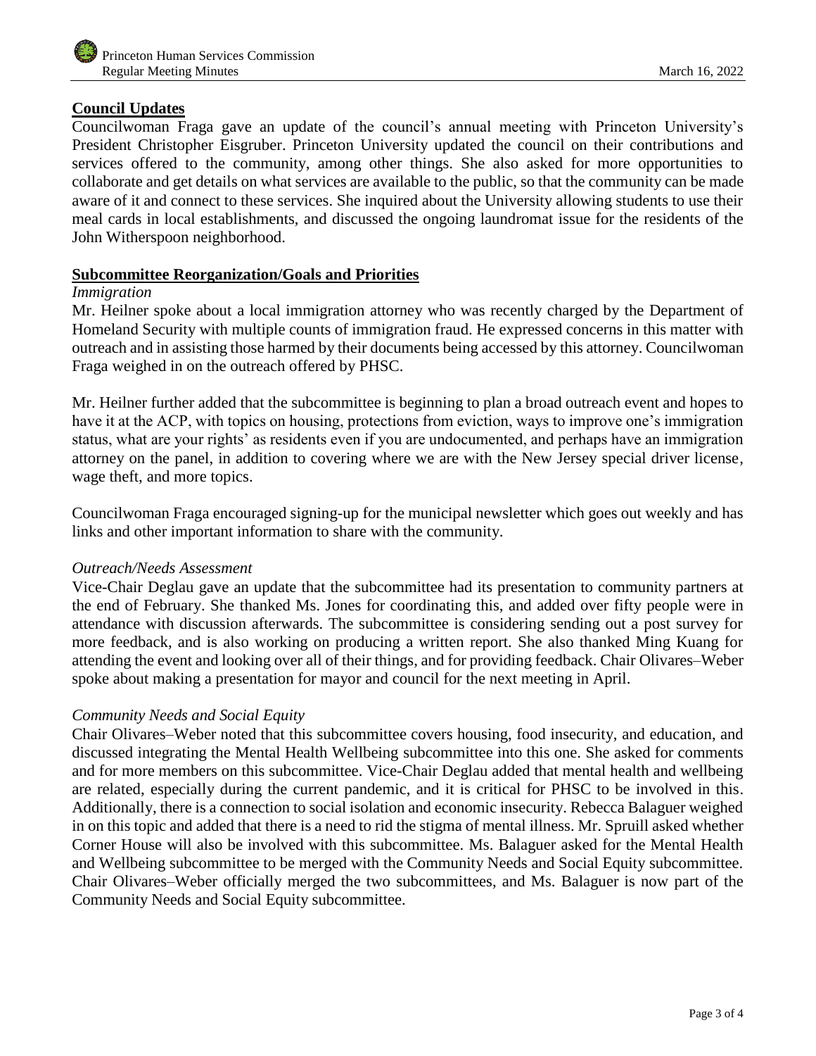## Council Updates

Councilwoman Fraga gave an update of the council's annual meeting with Princeton University's President Christopher Eisgruber. Princeton University updated the council on their contributions and services offered to the community, among other things. She also asked for more opportunities to collaborate and get details on what services are available to the public, so that the community can be made aware of it and connect to these services. She inquired about the University allowing students to use their meal cards in local establishments, and discussed the ongoing laundromat issue for the residents of the John Witherspoon neighborhood.

## Subcommittee Reorganization/Goals and Priorities

### *Immigration*

Mr. Heilner spoke about a local immigration attorney who was recently charged by the Department of Homeland Security with multiple counts of immigration fraud. He expressed concerns in this matter with outreach and in assisting those harmed by their documents being accessed by this attorney. Councilwoman Fraga weighed in on the outreach offered by PHSC.

Mr. Heilner further added that the subcommittee is beginning to plan a broad outreach event and hopes to have it at the ACP, with topics on housing, protections from eviction, ways to improve one's immigration status, what are your rights' as residents even if you are undocumented, and perhaps have an immigration attorney on the panel, in addition to covering where we are with the New Jersey special driver license, wage theft, and more topics.

Councilwoman Fraga encouraged signing-up for the municipal newsletter which goes out weekly and has links and other important information to share with the community.

### *Outreach/Needs Assessment*

Vice-Chair Deglau gave an update that the subcommittee had its presentation to community partners at the end of February. She thanked Ms. Jones for coordinating this, and added over fifty people were in attendance with discussion afterwards. The subcommittee is considering sending out a post survey for more feedback, and is also working on producing a written report. She also thanked Ming Kuang for attending the event and looking over all of their things, and for providing feedback. Chair Olivares–Weber spoke about making a presentation for mayor and council for the next meeting in April.

### *Community Needs and Social Equity*

Chair Olivares–Weber noted that this subcommittee covers housing, food insecurity, and education, and discussed integrating the Mental Health Wellbeing subcommittee into this one. She asked for comments and for more members on this subcommittee. Vice-Chair Deglau added that mental health and wellbeing are related, especially during the current pandemic, and it is critical for PHSC to be involved in this. Additionally, there is a connection to social isolation and economic insecurity. Rebecca Balaguer weighed in on this topic and added that there is a need to rid the stigma of mental illness. Mr. Spruill asked whether Corner House will also be involved with this subcommittee. Ms. Balaguer asked for the Mental Health and Wellbeing subcommittee to be merged with the Community Needs and Social Equity subcommittee. Chair Olivares–Weber officially merged the two subcommittees, and Ms. Balaguer is now part of the Community Needs and Social Equity subcommittee.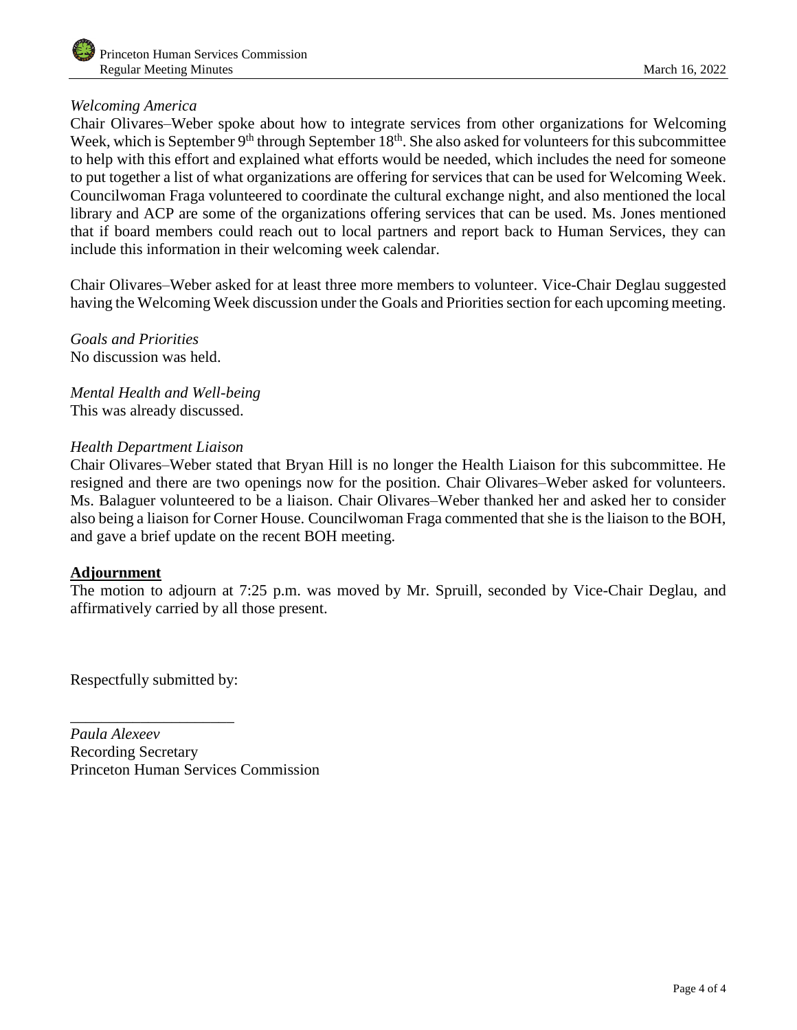*Welcoming America*
Chair Olivares–Weber spoke about how to integrate services from other organizations for Welcoming Week, which is September 9th through September 18th. She also asked for volunteers for this subcommittee to help with this effort and explained what efforts would be needed, which includes the need for someone to put together a list of what organizations are offering for services that can be used for Welcoming Week. Councilwoman Fraga volunteered to coordinate the cultural exchange night, and also mentioned the local library and ACP are some of the organizations offering services that can be used. Ms. Jones mentioned that if board members could reach out to local partners and report back to Human Services, they can include this information in their welcoming week calendar.

Chair Olivares–Weber asked for at least three more members to volunteer. Vice-Chair Deglau suggested having the Welcoming Week discussion under the Goals and Priorities section for each upcoming meeting.

*Goals and Priorities*
No discussion was held.

*Mental Health and Well-being*
This was already discussed.

*Health Department Liaison*
Chair Olivares–Weber stated that Bryan Hill is no longer the Health Liaison for this subcommittee. He resigned and there are two openings now for the position. Chair Olivares–Weber asked for volunteers. Ms. Balaguer volunteered to be a liaison. Chair Olivares–Weber thanked her and asked her to consider also being a liaison for Corner House. Councilwoman Fraga commented that she is the liaison to the BOH, and gave a brief update on the recent BOH meeting.

## Adjournment

The motion to adjourn at 7:25 p.m. was moved by Mr. Spruill, seconded by Vice-Chair Deglau, and affirmatively carried by all those present.

Respectfully submitted by:

\_\_\_\_\_\_\_\_\_\_\_\_\_\_\_\_\_\_\_\_\_\_

*Paula Alexeev*
Recording Secretary
Princeton Human Services Commission